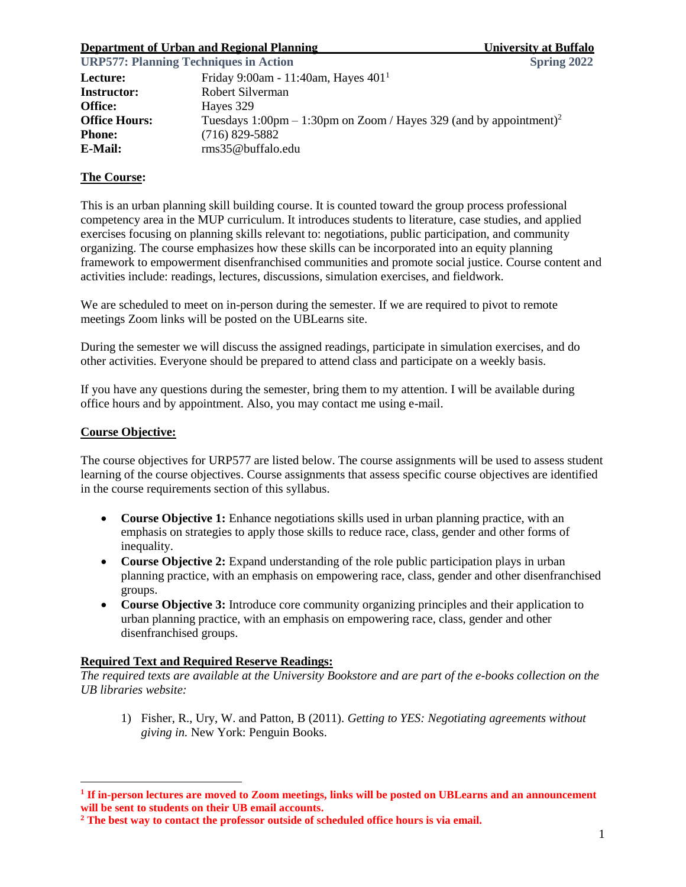**Department of Urban and Regional Planning** **University at Buffalo**

**URP577: Planning Techniques in Action** **Spring 2022**

| | |
|---|---|
| **Lecture:** | Friday 9:00am - 11:40am, Hayes 401[1] |
| **Instructor:** | Robert Silverman |
| **Office:** | Hayes 329 |
| **Office Hours:** | Tuesdays 1:00pm – 1:30pm on Zoom / Hayes 329 (and by appointment)[2] |
| **Phone:** | (716) 829-5882 |
| **E-Mail:** | rms35@buffalo.edu |

## The Course:

This is an urban planning skill building course. It is counted toward the group process professional competency area in the MUP curriculum. It introduces students to literature, case studies, and applied exercises focusing on planning skills relevant to: negotiations, public participation, and community organizing. The course emphasizes how these skills can be incorporated into an equity planning framework to empowerment disenfranchised communities and promote social justice. Course content and activities include: readings, lectures, discussions, simulation exercises, and fieldwork.

We are scheduled to meet on in-person during the semester. If we are required to pivot to remote meetings Zoom links will be posted on the UBLearns site.

During the semester we will discuss the assigned readings, participate in simulation exercises, and do other activities. Everyone should be prepared to attend class and participate on a weekly basis.

If you have any questions during the semester, bring them to my attention. I will be available during office hours and by appointment. Also, you may contact me using e-mail.

## Course Objective:

The course objectives for URP577 are listed below. The course assignments will be used to assess student learning of the course objectives. Course assignments that assess specific course objectives are identified in the course requirements section of this syllabus.

- **Course Objective 1:** Enhance negotiations skills used in urban planning practice, with an emphasis on strategies to apply those skills to reduce race, class, gender and other forms of inequality.
- **Course Objective 2:** Expand understanding of the role public participation plays in urban planning practice, with an emphasis on empowering race, class, gender and other disenfranchised groups.
- **Course Objective 3:** Introduce core community organizing principles and their application to urban planning practice, with an emphasis on empowering race, class, gender and other disenfranchised groups.

## Required Text and Required Reserve Readings:

*The required texts are available at the University Bookstore and are part of the e-books collection on the UB libraries website:*

1) Fisher, R., Ury, W. and Patton, B (2011). *Getting to YES: Negotiating agreements without giving in.* New York: Penguin Books.

---

[1] **If in-person lectures are moved to Zoom meetings, links will be posted on UBLearns and an announcement will be sent to students on their UB email accounts.**

[2] **The best way to contact the professor outside of scheduled office hours is via email.**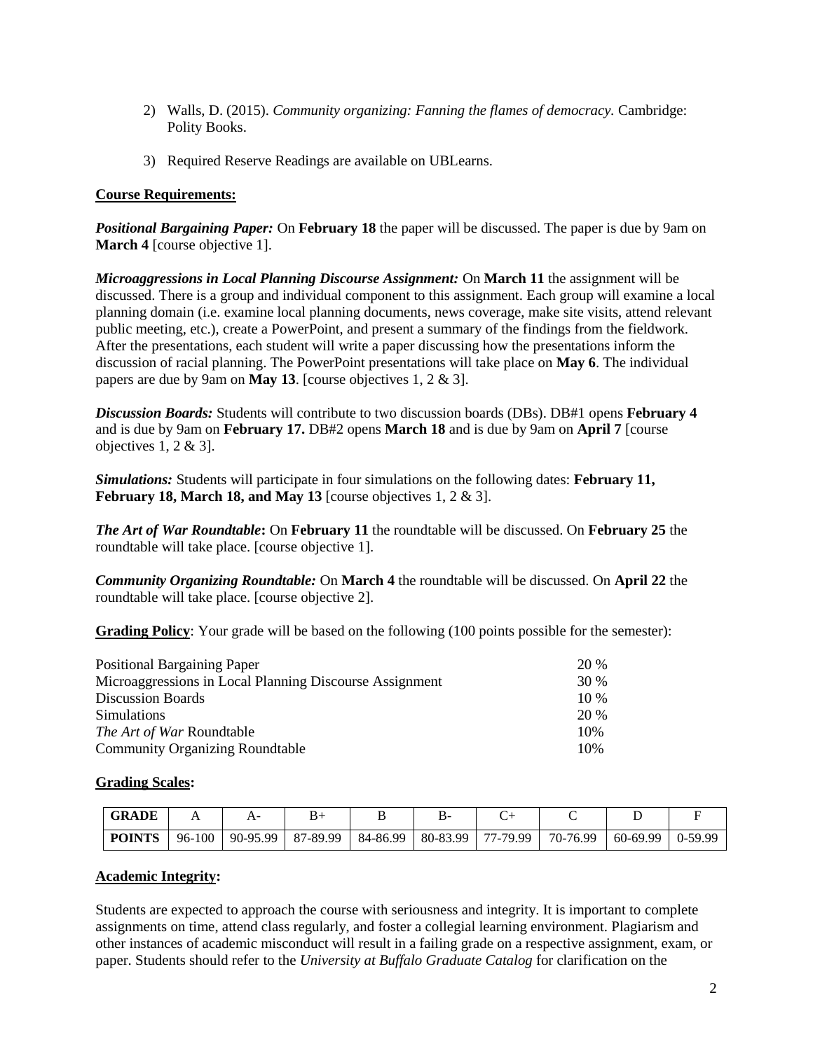2) Walls, D. (2015). *Community organizing: Fanning the flames of democracy.* Cambridge: Polity Books.

3) Required Reserve Readings are available on UBLearns.

**Course Requirements:**

***Positional Bargaining Paper:*** On **February 18** the paper will be discussed. The paper is due by 9am on **March 4** [course objective 1].

***Microaggressions in Local Planning Discourse Assignment:*** On **March 11** the assignment will be discussed. There is a group and individual component to this assignment. Each group will examine a local planning domain (i.e. examine local planning documents, news coverage, make site visits, attend relevant public meeting, etc.), create a PowerPoint, and present a summary of the findings from the fieldwork. After the presentations, each student will write a paper discussing how the presentations inform the discussion of racial planning. The PowerPoint presentations will take place on **May 6**. The individual papers are due by 9am on **May 13**. [course objectives 1, 2 & 3].

***Discussion Boards:*** Students will contribute to two discussion boards (DBs). DB#1 opens **February 4** and is due by 9am on **February 17.** DB#2 opens **March 18** and is due by 9am on **April 7** [course objectives 1, 2 & 3].

***Simulations:*** Students will participate in four simulations on the following dates: **February 11, February 18, March 18, and May 13** [course objectives 1, 2 & 3].

***The Art of War Roundtable*:** On **February 11** the roundtable will be discussed. On **February 25** the roundtable will take place. [course objective 1].

***Community Organizing Roundtable:*** On **March 4** the roundtable will be discussed. On **April 22** the roundtable will take place. [course objective 2].

**Grading Policy**: Your grade will be based on the following (100 points possible for the semester):

| | |
|---|---|
| Positional Bargaining Paper | 20 % |
| Microaggressions in Local Planning Discourse Assignment | 30 % |
| Discussion Boards | 10 % |
| Simulations | 20 % |
| *The Art of War* Roundtable | 10% |
| Community Organizing Roundtable | 10% |

**Grading Scales:**

| **GRADE** | A | A- | B+ | B | B- | C+ | C | D | F |
|---|---|---|---|---|---|---|---|---|---|
| **POINTS** | 96-100 | 90-95.99 | 87-89.99 | 84-86.99 | 80-83.99 | 77-79.99 | 70-76.99 | 60-69.99 | 0-59.99 |

**Academic Integrity:**

Students are expected to approach the course with seriousness and integrity. It is important to complete assignments on time, attend class regularly, and foster a collegial learning environment. Plagiarism and other instances of academic misconduct will result in a failing grade on a respective assignment, exam, or paper. Students should refer to the *University at Buffalo Graduate Catalog* for clarification on the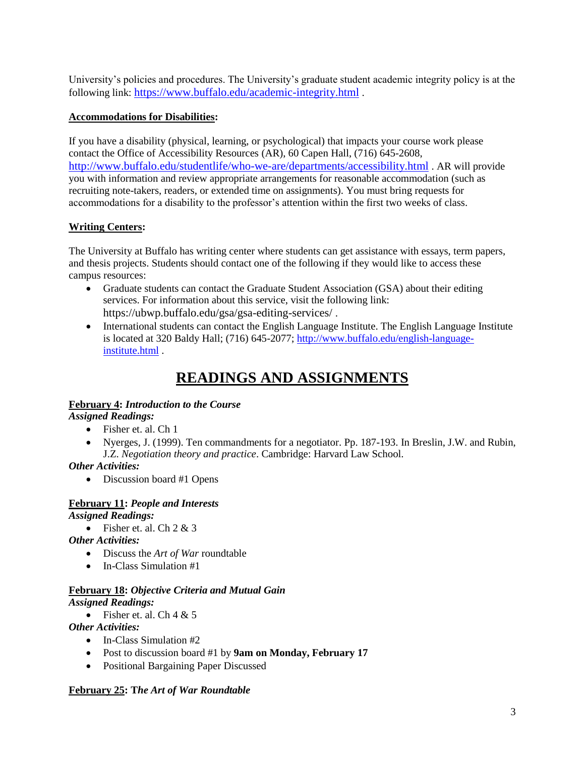University's policies and procedures. The University's graduate student academic integrity policy is at the following link: [https://www.buffalo.edu/academic-integrity.html](https://www.buffalo.edu/academic-integrity.html) .

**Accommodations for Disabilities:**

If you have a disability (physical, learning, or psychological) that impacts your course work please contact the Office of Accessibility Resources (AR), 60 Capen Hall, (716) 645-2608, [http://www.buffalo.edu/studentlife/who-we-are/departments/accessibility.html](http://www.buffalo.edu/studentlife/who-we-are/departments/accessibility.html) . AR will provide you with information and review appropriate arrangements for reasonable accommodation (such as recruiting note-takers, readers, or extended time on assignments). You must bring requests for accommodations for a disability to the professor's attention within the first two weeks of class.

**Writing Centers:**

The University at Buffalo has writing center where students can get assistance with essays, term papers, and thesis projects. Students should contact one of the following if they would like to access these campus resources:

- Graduate students can contact the Graduate Student Association (GSA) about their editing services. For information about this service, visit the following link: https://ubwp.buffalo.edu/gsa/gsa-editing-services/ .
- International students can contact the English Language Institute. The English Language Institute is located at 320 Baldy Hall; (716) 645-2077; [http://www.buffalo.edu/english-language-institute.html](http://www.buffalo.edu/english-language-institute.html) .

# READINGS AND ASSIGNMENTS

**February 4:** ***Introduction to the Course***
***Assigned Readings:***

- Fisher et. al. Ch 1
- Nyerges, J. (1999). Ten commandments for a negotiator. Pp. 187-193. In Breslin, J.W. and Rubin, J.Z. *Negotiation theory and practice*. Cambridge: Harvard Law School.

***Other Activities:***

- Discussion board #1 Opens

**February 11:** ***People and Interests***
***Assigned Readings:***

- Fisher et. al. Ch 2 & 3

***Other Activities:***

- Discuss the *Art of War* roundtable
- In-Class Simulation #1

**February 18:** ***Objective Criteria and Mutual Gain***
***Assigned Readings:***

- Fisher et. al. Ch 4 & 5

***Other Activities:***

- In-Class Simulation #2
- Post to discussion board #1 by **9am on Monday, February 17**
- Positional Bargaining Paper Discussed

**February 25:** **T*he Art of War Roundtable***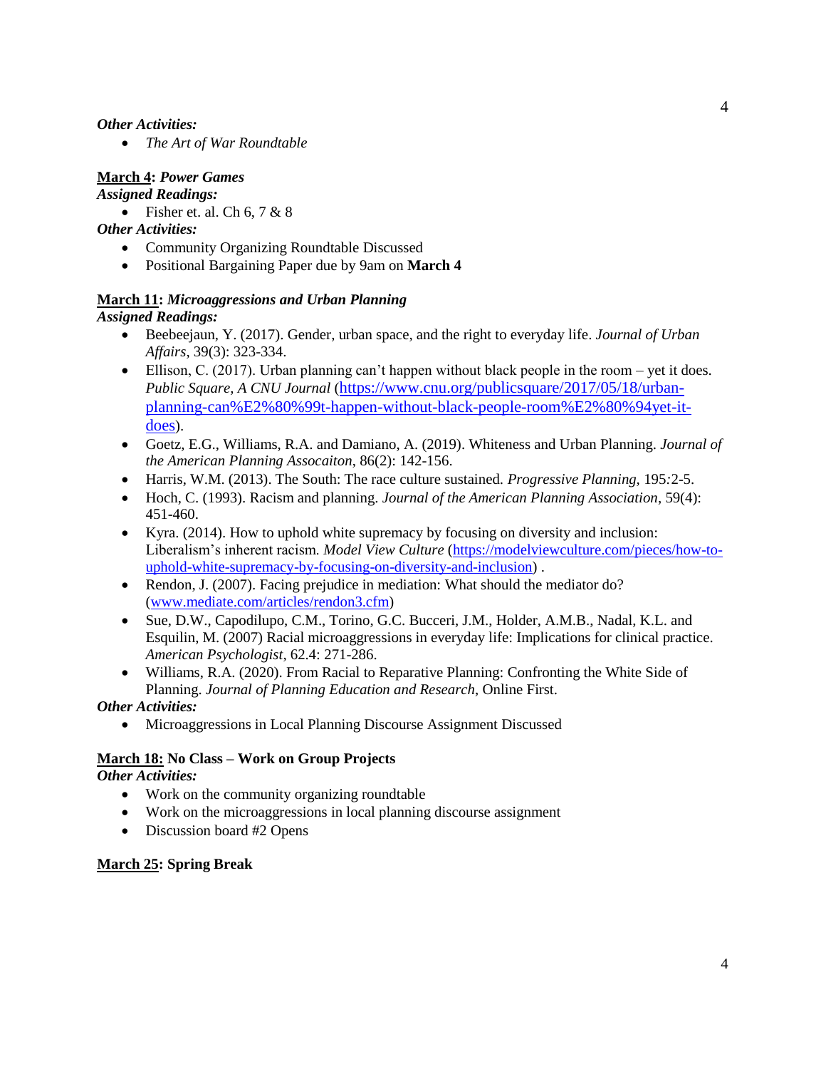***Other Activities:***

- *The Art of War Roundtable*

**March 4:** ***Power Games***

***Assigned Readings:***

- Fisher et. al. Ch 6, 7 & 8

***Other Activities:***

- Community Organizing Roundtable Discussed
- Positional Bargaining Paper due by 9am on **March 4**

**March 11:** ***Microaggressions and Urban Planning***

***Assigned Readings:***

- Beebeejaun, Y. (2017). Gender, urban space, and the right to everyday life. *Journal of Urban Affairs*, 39(3): 323-334.
- Ellison, C. (2017). Urban planning can't happen without black people in the room – yet it does. *Public Square, A CNU Journal* (https://www.cnu.org/publicsquare/2017/05/18/urban-planning-can%E2%80%99t-happen-without-black-people-room%E2%80%94yet-it-does).
- Goetz, E.G., Williams, R.A. and Damiano, A. (2019). Whiteness and Urban Planning. *Journal of the American Planning Assocaiton*, 86(2): 142-156.
- Harris, W.M. (2013). The South: The race culture sustained. *Progressive Planning*, 195*:*2-5.
- Hoch, C. (1993). Racism and planning. *Journal of the American Planning Association*, 59(4): 451-460.
- Kyra. (2014). How to uphold white supremacy by focusing on diversity and inclusion: Liberalism's inherent racism*. Model View Culture* (https://modelviewculture.com/pieces/how-to-uphold-white-supremacy-by-focusing-on-diversity-and-inclusion) .
- Rendon, J. (2007). Facing prejudice in mediation: What should the mediator do? (www.mediate.com/articles/rendon3.cfm)
- Sue, D.W., Capodilupo, C.M., Torino, G.C. Bucceri, J.M., Holder, A.M.B., Nadal, K.L. and Esquilin, M. (2007) Racial microaggressions in everyday life: Implications for clinical practice. *American Psychologist*, 62.4: 271-286.
- Williams, R.A. (2020). From Racial to Reparative Planning: Confronting the White Side of Planning. *Journal of Planning Education and Research*, Online First.

***Other Activities:***

- Microaggressions in Local Planning Discourse Assignment Discussed

**March 18: No Class – Work on Group Projects**

***Other Activities:***

- Work on the community organizing roundtable
- Work on the microaggressions in local planning discourse assignment
- Discussion board #2 Opens

**March 25: Spring Break**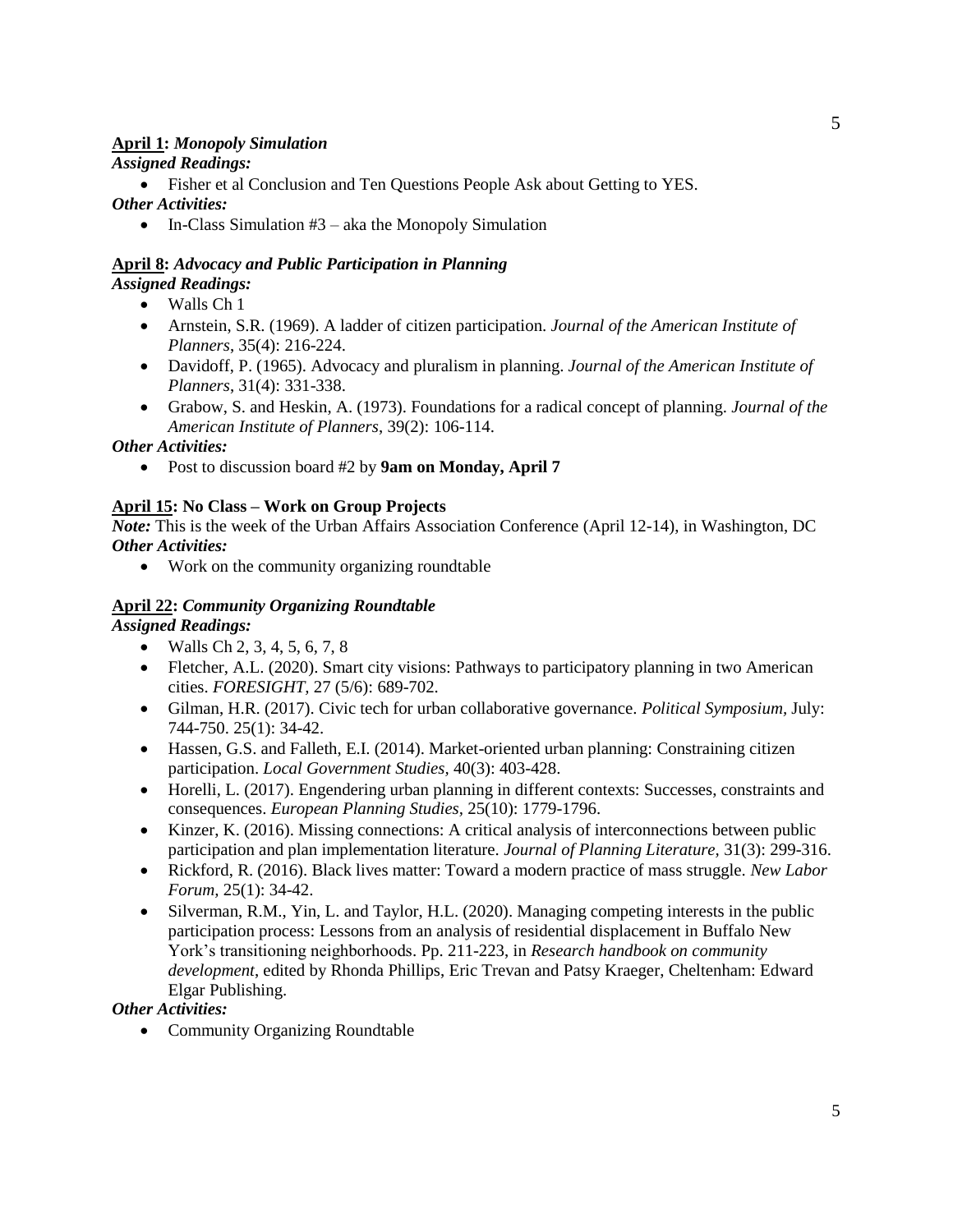**April 1:** ***Monopoly Simulation***

***Assigned Readings:***

- Fisher et al Conclusion and Ten Questions People Ask about Getting to YES.

***Other Activities:***

- In-Class Simulation #3 – aka the Monopoly Simulation

**April 8:** ***Advocacy and Public Participation in Planning***

***Assigned Readings:***

- Walls Ch 1
- Arnstein, S.R. (1969). A ladder of citizen participation. *Journal of the American Institute of Planners*, 35(4): 216-224.
- Davidoff, P. (1965). Advocacy and pluralism in planning. *Journal of the American Institute of Planners*, 31(4): 331-338.
- Grabow, S. and Heskin, A. (1973). Foundations for a radical concept of planning. *Journal of the American Institute of Planners*, 39(2): 106-114.

***Other Activities:***

- Post to discussion board #2 by **9am on Monday, April 7**

**April 15: No Class – Work on Group Projects**

***Note:*** This is the week of the Urban Affairs Association Conference (April 12-14), in Washington, DC

***Other Activities:***

- Work on the community organizing roundtable

**April 22:** ***Community Organizing Roundtable***

***Assigned Readings:***

- Walls Ch 2, 3, 4, 5, 6, 7, 8
- Fletcher, A.L. (2020). Smart city visions: Pathways to participatory planning in two American cities. *FORESIGHT,* 27 (5/6): 689-702.
- Gilman, H.R. (2017). Civic tech for urban collaborative governance. *Political Symposium,* July: 744-750. 25(1): 34-42.
- Hassen, G.S. and Falleth, E.I. (2014). Market-oriented urban planning: Constraining citizen participation. *Local Government Studies,* 40(3): 403-428.
- Horelli, L. (2017). Engendering urban planning in different contexts: Successes, constraints and consequences. *European Planning Studies,* 25(10): 1779-1796.
- Kinzer, K. (2016). Missing connections: A critical analysis of interconnections between public participation and plan implementation literature. *Journal of Planning Literature,* 31(3): 299-316.
- Rickford, R. (2016). Black lives matter: Toward a modern practice of mass struggle. *New Labor Forum,* 25(1): 34-42.
- Silverman, R.M., Yin, L. and Taylor, H.L. (2020). Managing competing interests in the public participation process: Lessons from an analysis of residential displacement in Buffalo New York's transitioning neighborhoods. Pp. 211-223, in *Research handbook on community development*, edited by Rhonda Phillips, Eric Trevan and Patsy Kraeger, Cheltenham: Edward Elgar Publishing.

***Other Activities:***

- Community Organizing Roundtable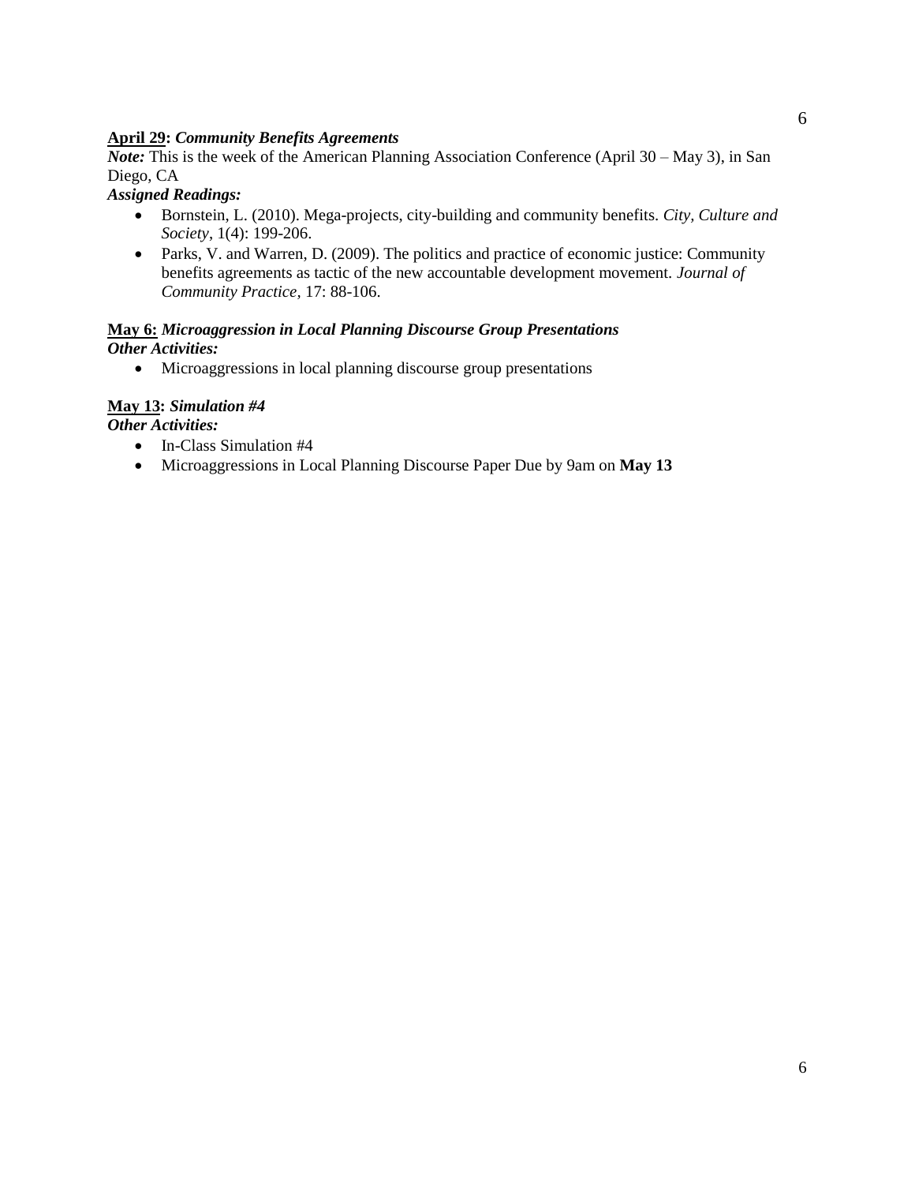**<u>April 29</u>: *Community Benefits Agreements***

***Note:*** This is the week of the American Planning Association Conference (April 30 – May 3), in San Diego, CA

***Assigned Readings:***

- Bornstein, L. (2010). Mega-projects, city-building and community benefits. *City, Culture and Society*, 1(4): 199-206.
- Parks, V. and Warren, D. (2009). The politics and practice of economic justice: Community benefits agreements as tactic of the new accountable development movement. *Journal of Community Practice*, 17: 88-106.

**<u>May 6:</u> *Microaggression in Local Planning Discourse Group Presentations***

***Other Activities:***

- Microaggressions in local planning discourse group presentations

**<u>May 13</u>: *Simulation #4***

***Other Activities:***

- In-Class Simulation #4
- Microaggressions in Local Planning Discourse Paper Due by 9am on **May 13**